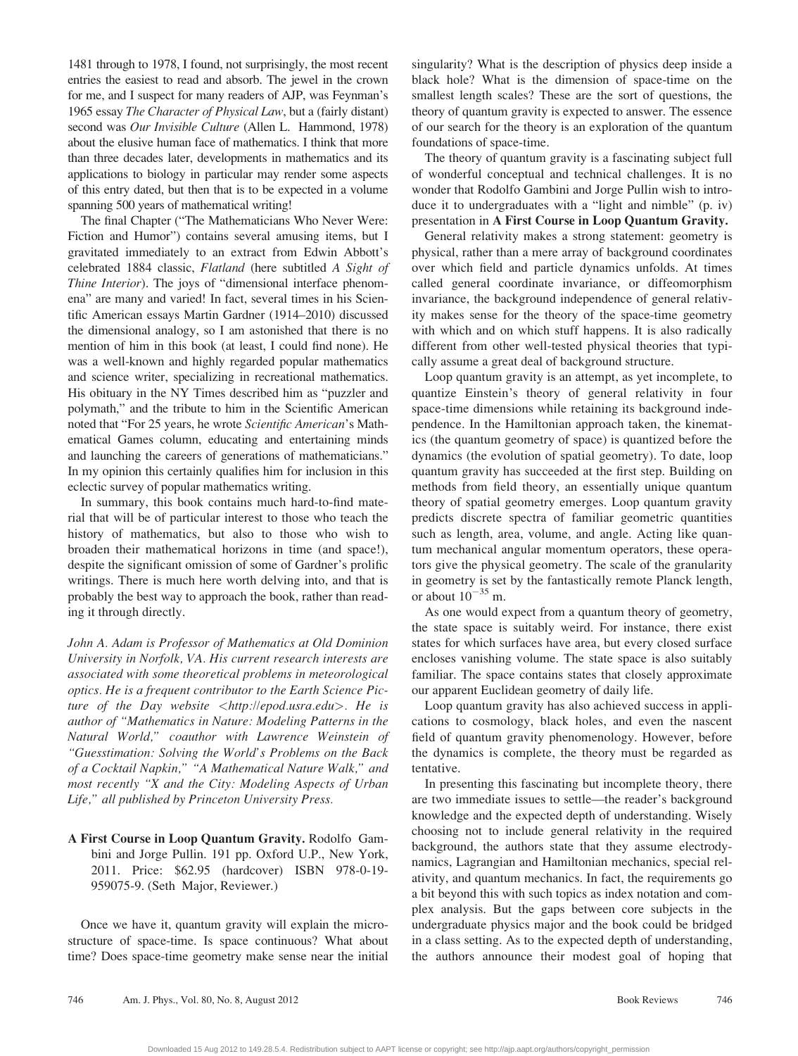1481 through to 1978, I found, not surprisingly, the most recent entries the easiest to read and absorb. The jewel in the crown for me, and I suspect for many readers of AJP, was Feynman's 1965 essay *The Character of Physical Law*, but a (fairly distant) second was *Our Invisible Culture* (Allen L. Hammond, 1978) about the elusive human face of mathematics. I think that more than three decades later, developments in mathematics and its applications to biology in particular may render some aspects of this entry dated, but then that is to be expected in a volume spanning 500 years of mathematical writing!

The final Chapter ("The Mathematicians Who Never Were: Fiction and Humor") contains several amusing items, but I gravitated immediately to an extract from Edwin Abbott's celebrated 1884 classic, *Flatland* (here subtitled *A Sight of Thine Interior*). The joys of "dimensional interface phenomena" are many and varied! In fact, several times in his Scientific American essays Martin Gardner (1914–2010) discussed the dimensional analogy, so I am astonished that there is no mention of him in this book (at least, I could find none). He was a well-known and highly regarded popular mathematics and science writer, specializing in recreational mathematics. His obituary in the NY Times described him as "puzzler and polymath," and the tribute to him in the Scientific American noted that "For 25 years, he wrote *Scientific American*'s Mathematical Games column, educating and entertaining minds and launching the careers of generations of mathematicians." In my opinion this certainly qualifies him for inclusion in this eclectic survey of popular mathematics writing.

In summary, this book contains much hard-to-find material that will be of particular interest to those who teach the history of mathematics, but also to those who wish to broaden their mathematical horizons in time (and space!), despite the significant omission of some of Gardner's prolific writings. There is much here worth delving into, and that is probably the best way to approach the book, rather than reading it through directly.

*John A. Adam is Professor of Mathematics at Old Dominion University in Norfolk, VA. His current research interests are associated with some theoretical problems in meteorological optics. He is a frequent contributor to the Earth Science Picture of the Day website <http://epod.usra.edu>. He is author of "Mathematics in Nature: Modeling Patterns in the Natural World," coauthor with Lawrence Weinstein of "Guesstimation: Solving the World's Problems on the Back of a Cocktail Napkin," "A Mathematical Nature Walk," and most recently "X and the City: Modeling Aspects of Urban Life," all published by Princeton University Press.*

**A First Course in Loop Quantum Gravity.** Rodolfo Gambini and Jorge Pullin. 191 pp. Oxford U.P., New York, 2011. Price: $62.95 (hardcover) ISBN 978-0-19-959075-9. (Seth Major, Reviewer.)

Once we have it, quantum gravity will explain the microstructure of space-time. Is space continuous? What about time? Does space-time geometry make sense near the initial singularity? What is the description of physics deep inside a black hole? What is the dimension of space-time on the smallest length scales? These are the sort of questions, the theory of quantum gravity is expected to answer. The essence of our search for the theory is an exploration of the quantum foundations of space-time.

The theory of quantum gravity is a fascinating subject full of wonderful conceptual and technical challenges. It is no wonder that Rodolfo Gambini and Jorge Pullin wish to introduce it to undergraduates with a "light and nimble" (p. iv) presentation in **A First Course in Loop Quantum Gravity.**

General relativity makes a strong statement: geometry is physical, rather than a mere array of background coordinates over which field and particle dynamics unfolds. At times called general coordinate invariance, or diffeomorphism invariance, the background independence of general relativity makes sense for the theory of the space-time geometry with which and on which stuff happens. It is also radically different from other well-tested physical theories that typically assume a great deal of background structure.

Loop quantum gravity is an attempt, as yet incomplete, to quantize Einstein's theory of general relativity in four space-time dimensions while retaining its background independence. In the Hamiltonian approach taken, the kinematics (the quantum geometry of space) is quantized before the dynamics (the evolution of spatial geometry). To date, loop quantum gravity has succeeded at the first step. Building on methods from field theory, an essentially unique quantum theory of spatial geometry emerges. Loop quantum gravity predicts discrete spectra of familiar geometric quantities such as length, area, volume, and angle. Acting like quantum mechanical angular momentum operators, these operators give the physical geometry. The scale of the granularity in geometry is set by the fantastically remote Planck length, or about $10^{-35}$ m.

As one would expect from a quantum theory of geometry, the state space is suitably weird. For instance, there exist states for which surfaces have area, but every closed surface encloses vanishing volume. The state space is also suitably familiar. The space contains states that closely approximate our apparent Euclidean geometry of daily life.

Loop quantum gravity has also achieved success in applications to cosmology, black holes, and even the nascent field of quantum gravity phenomenology. However, before the dynamics is complete, the theory must be regarded as tentative.

In presenting this fascinating but incomplete theory, there are two immediate issues to settle—the reader's background knowledge and the expected depth of understanding. Wisely choosing not to include general relativity in the required background, the authors state that they assume electrodynamics, Lagrangian and Hamiltonian mechanics, special relativity, and quantum mechanics. In fact, the requirements go a bit beyond this with such topics as index notation and complex analysis. But the gaps between core subjects in the undergraduate physics major and the book could be bridged in a class setting. As to the expected depth of understanding, the authors announce their modest goal of hoping that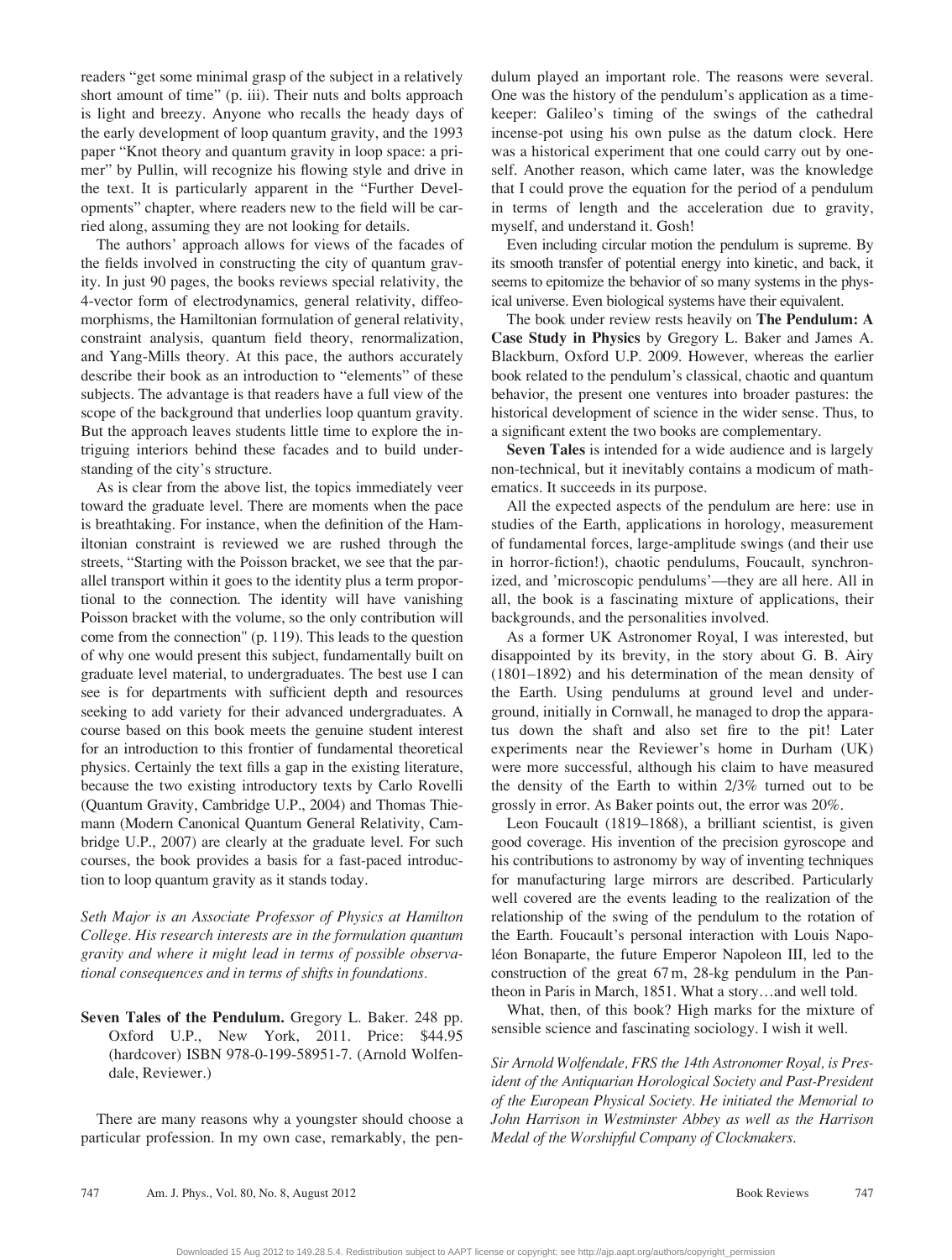readers "get some minimal grasp of the subject in a relatively short amount of time" (p. iii). Their nuts and bolts approach is light and breezy. Anyone who recalls the heady days of the early development of loop quantum gravity, and the 1993 paper "Knot theory and quantum gravity in loop space: a primer" by Pullin, will recognize his flowing style and drive in the text. It is particularly apparent in the "Further Developments" chapter, where readers new to the field will be carried along, assuming they are not looking for details.

The authors' approach allows for views of the facades of the fields involved in constructing the city of quantum gravity. In just 90 pages, the books reviews special relativity, the 4-vector form of electrodynamics, general relativity, diffeomorphisms, the Hamiltonian formulation of general relativity, constraint analysis, quantum field theory, renormalization, and Yang-Mills theory. At this pace, the authors accurately describe their book as an introduction to "elements" of these subjects. The advantage is that readers have a full view of the scope of the background that underlies loop quantum gravity. But the approach leaves students little time to explore the intriguing interiors behind these facades and to build understanding of the city's structure.

As is clear from the above list, the topics immediately veer toward the graduate level. There are moments when the pace is breathtaking. For instance, when the definition of the Hamiltonian constraint is reviewed we are rushed through the streets, "Starting with the Poisson bracket, we see that the parallel transport within it goes to the identity plus a term proportional to the connection. The identity will have vanishing Poisson bracket with the volume, so the only contribution will come from the connection" (p. 119). This leads to the question of why one would present this subject, fundamentally built on graduate level material, to undergraduates. The best use I can see is for departments with sufficient depth and resources seeking to add variety for their advanced undergraduates. A course based on this book meets the genuine student interest for an introduction to this frontier of fundamental theoretical physics. Certainly the text fills a gap in the existing literature, because the two existing introductory texts by Carlo Rovelli (Quantum Gravity, Cambridge U.P., 2004) and Thomas Thiemann (Modern Canonical Quantum General Relativity, Cambridge U.P., 2007) are clearly at the graduate level. For such courses, the book provides a basis for a fast-paced introduction to loop quantum gravity as it stands today.

*Seth Major is an Associate Professor of Physics at Hamilton College. His research interests are in the formulation quantum gravity and where it might lead in terms of possible observational consequences and in terms of shifts in foundations.*

**Seven Tales of the Pendulum.** Gregory L. Baker. 248 pp. Oxford U.P., New York, 2011. Price: $44.95 (hardcover) ISBN 978-0-199-58951-7. (Arnold Wolfendale, Reviewer.)

There are many reasons why a youngster should choose a particular profession. In my own case, remarkably, the pendulum played an important role. The reasons were several. One was the history of the pendulum's application as a timekeeper: Galileo's timing of the swings of the cathedral incense-pot using his own pulse as the datum clock. Here was a historical experiment that one could carry out by oneself. Another reason, which came later, was the knowledge that I could prove the equation for the period of a pendulum in terms of length and the acceleration due to gravity, myself, and understand it. Gosh!

Even including circular motion the pendulum is supreme. By its smooth transfer of potential energy into kinetic, and back, it seems to epitomize the behavior of so many systems in the physical universe. Even biological systems have their equivalent.

The book under review rests heavily on **The Pendulum: A Case Study in Physics** by Gregory L. Baker and James A. Blackburn, Oxford U.P. 2009. However, whereas the earlier book related to the pendulum's classical, chaotic and quantum behavior, the present one ventures into broader pastures: the historical development of science in the wider sense. Thus, to a significant extent the two books are complementary.

**Seven Tales** is intended for a wide audience and is largely non-technical, but it inevitably contains a modicum of mathematics. It succeeds in its purpose.

All the expected aspects of the pendulum are here: use in studies of the Earth, applications in horology, measurement of fundamental forces, large-amplitude swings (and their use in horror-fiction!), chaotic pendulums, Foucault, synchronized, and 'microscopic pendulums'—they are all here. All in all, the book is a fascinating mixture of applications, their backgrounds, and the personalities involved.

As a former UK Astronomer Royal, I was interested, but disappointed by its brevity, in the story about G. B. Airy (1801–1892) and his determination of the mean density of the Earth. Using pendulums at ground level and underground, initially in Cornwall, he managed to drop the apparatus down the shaft and also set fire to the pit! Later experiments near the Reviewer's home in Durham (UK) were more successful, although his claim to have measured the density of the Earth to within 2/3% turned out to be grossly in error. As Baker points out, the error was 20%.

Leon Foucault (1819–1868), a brilliant scientist, is given good coverage. His invention of the precision gyroscope and his contributions to astronomy by way of inventing techniques for manufacturing large mirrors are described. Particularly well covered are the events leading to the realization of the relationship of the swing of the pendulum to the rotation of the Earth. Foucault's personal interaction with Louis Napoléon Bonaparte, the future Emperor Napoleon III, led to the construction of the great 67 m, 28-kg pendulum in the Pantheon in Paris in March, 1851. What a story…and well told.

What, then, of this book? High marks for the mixture of sensible science and fascinating sociology. I wish it well.

*Sir Arnold Wolfendale, FRS the 14th Astronomer Royal, is President of the Antiquarian Horological Society and Past-President of the European Physical Society. He initiated the Memorial to John Harrison in Westminster Abbey as well as the Harrison Medal of the Worshipful Company of Clockmakers.*